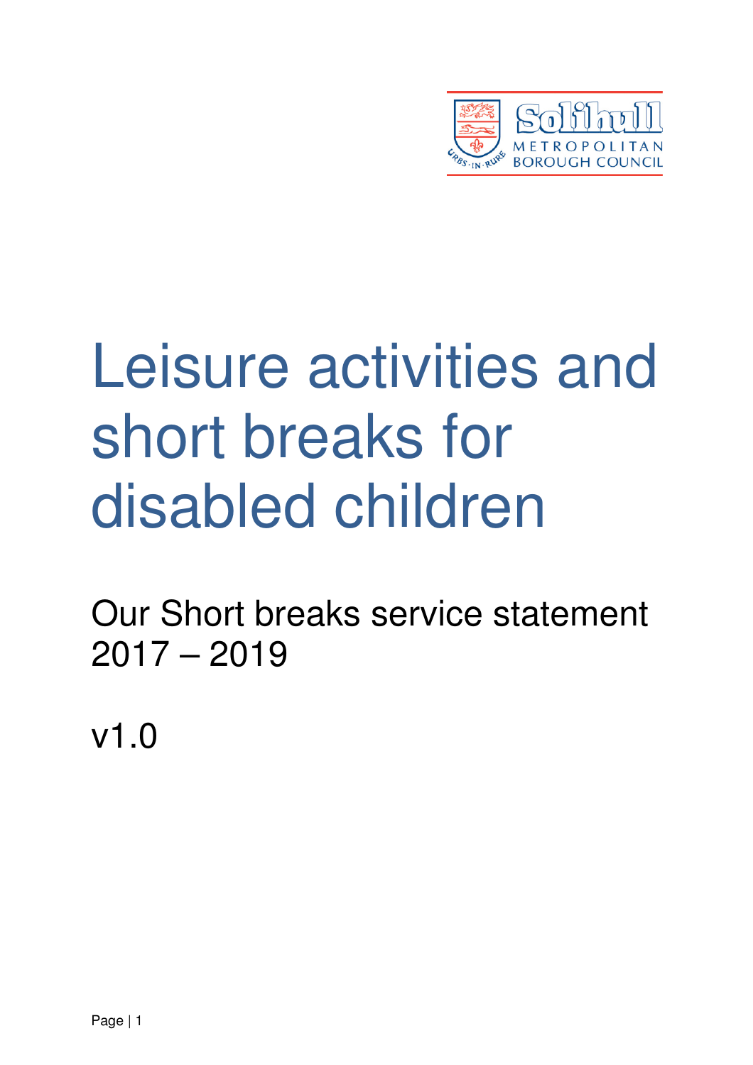Solihull Metropolitan Borough Council

# Leisure activities and short breaks for disabled children

## Our Short breaks service statement 2017 – 2019

v1.0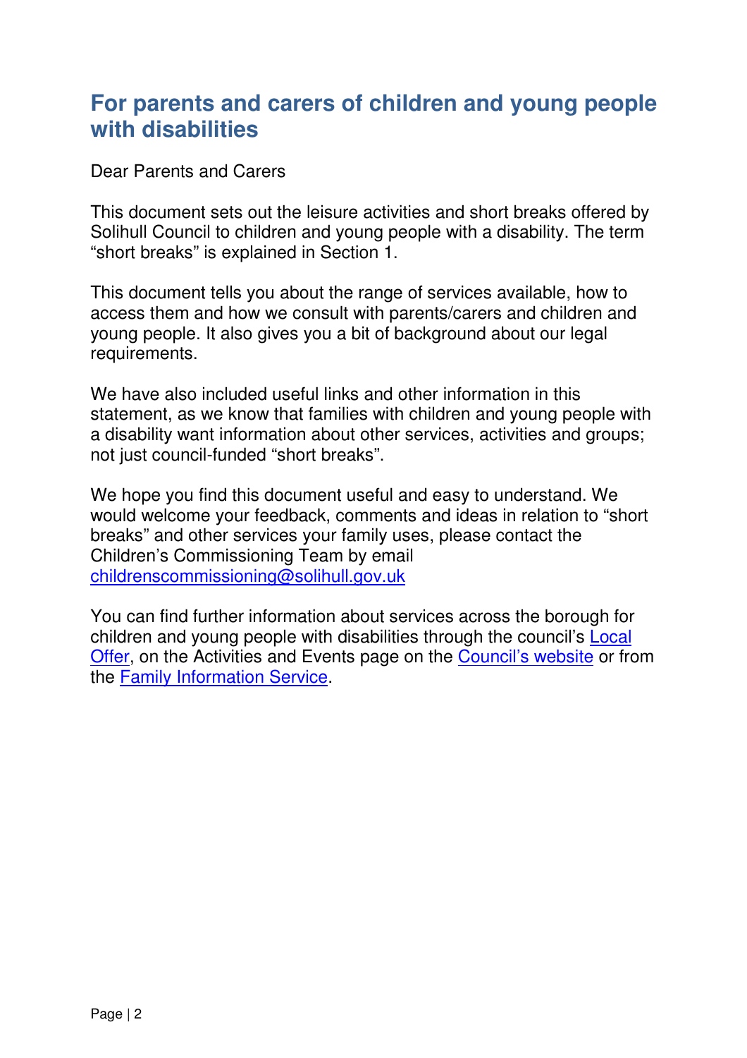## For parents and carers of children and young people with disabilities

Dear Parents and Carers

This document sets out the leisure activities and short breaks offered by Solihull Council to children and young people with a disability. The term "short breaks" is explained in Section 1.

This document tells you about the range of services available, how to access them and how we consult with parents/carers and children and young people. It also gives you a bit of background about our legal requirements.

We have also included useful links and other information in this statement, as we know that families with children and young people with a disability want information about other services, activities and groups; not just council-funded "short breaks".

We hope you find this document useful and easy to understand. We would welcome your feedback, comments and ideas in relation to "short breaks" and other services your family uses, please contact the Children's Commissioning Team by email childrenscommissioning@solihull.gov.uk

You can find further information about services across the borough for children and young people with disabilities through the council's Local Offer, on the Activities and Events page on the Council's website or from the Family Information Service.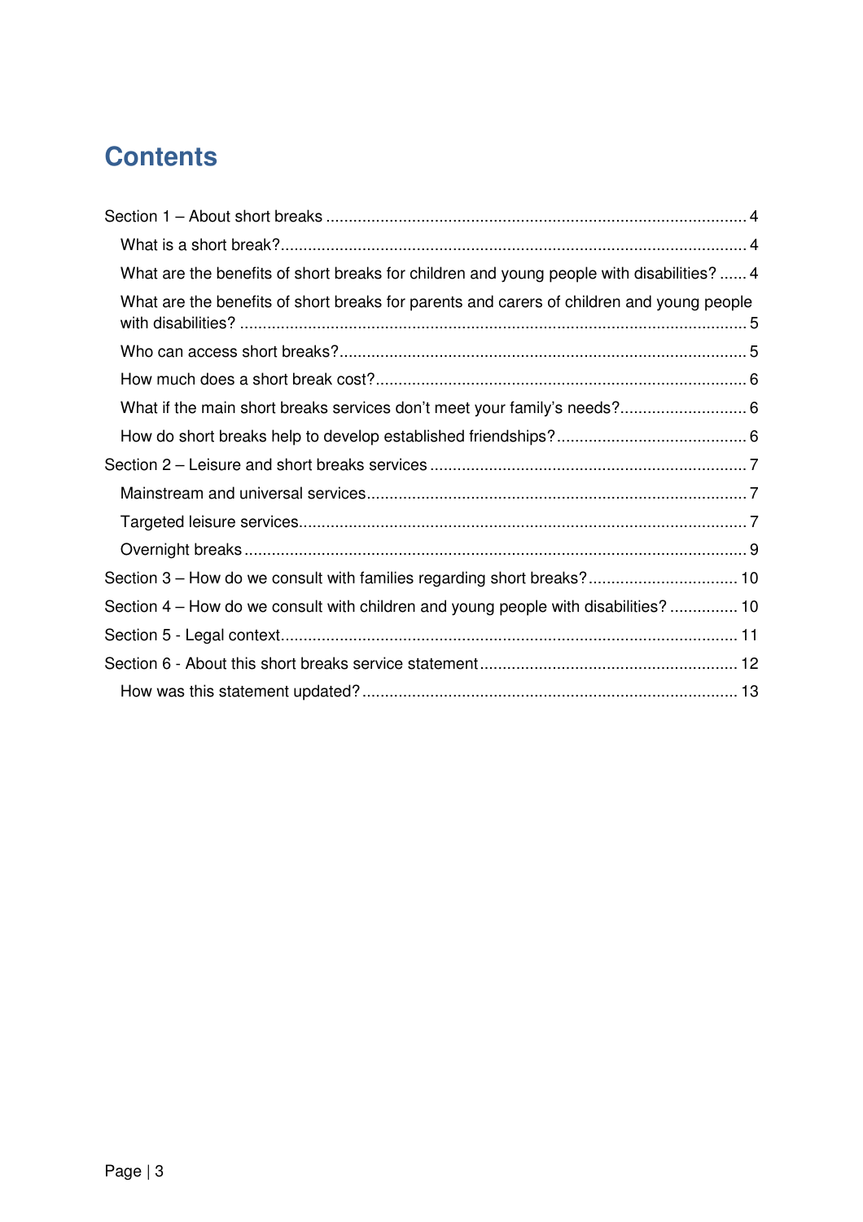# Contents

- Section 1 – About short breaks ..... 4
  - What is a short break? ..... 4
  - What are the benefits of short breaks for children and young people with disabilities? ..... 4
  - What are the benefits of short breaks for parents and carers of children and young people with disabilities? ..... 5
  - Who can access short breaks? ..... 5
  - How much does a short break cost? ..... 6
  - What if the main short breaks services don't meet your family's needs? ..... 6
  - How do short breaks help to develop established friendships? ..... 6
- Section 2 – Leisure and short breaks services ..... 7
  - Mainstream and universal services ..... 7
  - Targeted leisure services ..... 7
  - Overnight breaks ..... 9
- Section 3 – How do we consult with families regarding short breaks? ..... 10
- Section 4 – How do we consult with children and young people with disabilities? ..... 10
- Section 5 - Legal context ..... 11
- Section 6 - About this short breaks service statement ..... 12
  - How was this statement updated? ..... 13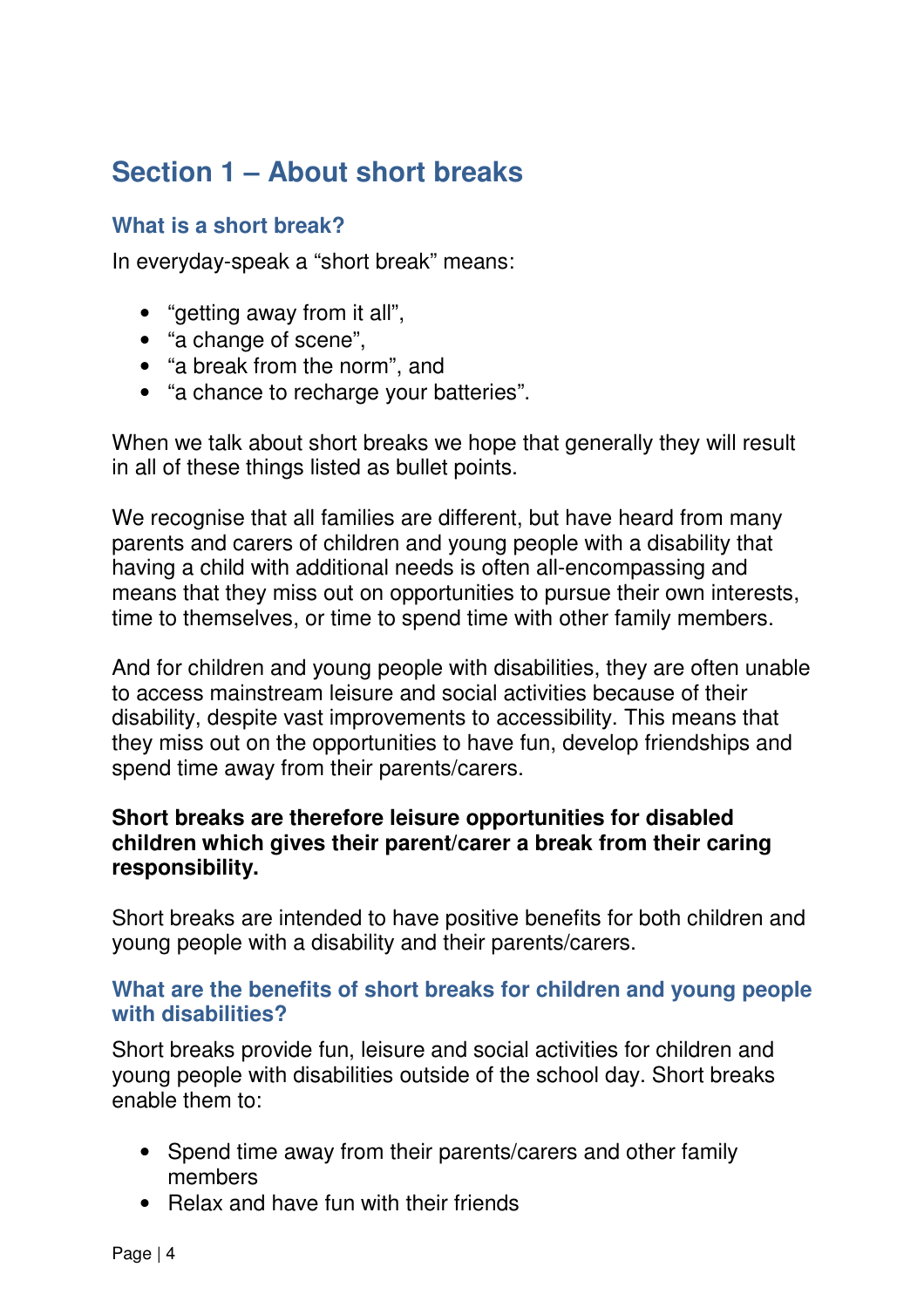## Section 1 – About short breaks

### What is a short break?

In everyday-speak a “short break” means:

- “getting away from it all”,
- “a change of scene”,
- “a break from the norm”, and
- “a chance to recharge your batteries”.

When we talk about short breaks we hope that generally they will result in all of these things listed as bullet points.

We recognise that all families are different, but have heard from many parents and carers of children and young people with a disability that having a child with additional needs is often all-encompassing and means that they miss out on opportunities to pursue their own interests, time to themselves, or time to spend time with other family members.

And for children and young people with disabilities, they are often unable to access mainstream leisure and social activities because of their disability, despite vast improvements to accessibility. This means that they miss out on the opportunities to have fun, develop friendships and spend time away from their parents/carers.

**Short breaks are therefore leisure opportunities for disabled children which gives their parent/carer a break from their caring responsibility.**

Short breaks are intended to have positive benefits for both children and young people with a disability and their parents/carers.

### What are the benefits of short breaks for children and young people with disabilities?

Short breaks provide fun, leisure and social activities for children and young people with disabilities outside of the school day. Short breaks enable them to:

- Spend time away from their parents/carers and other family members
- Relax and have fun with their friends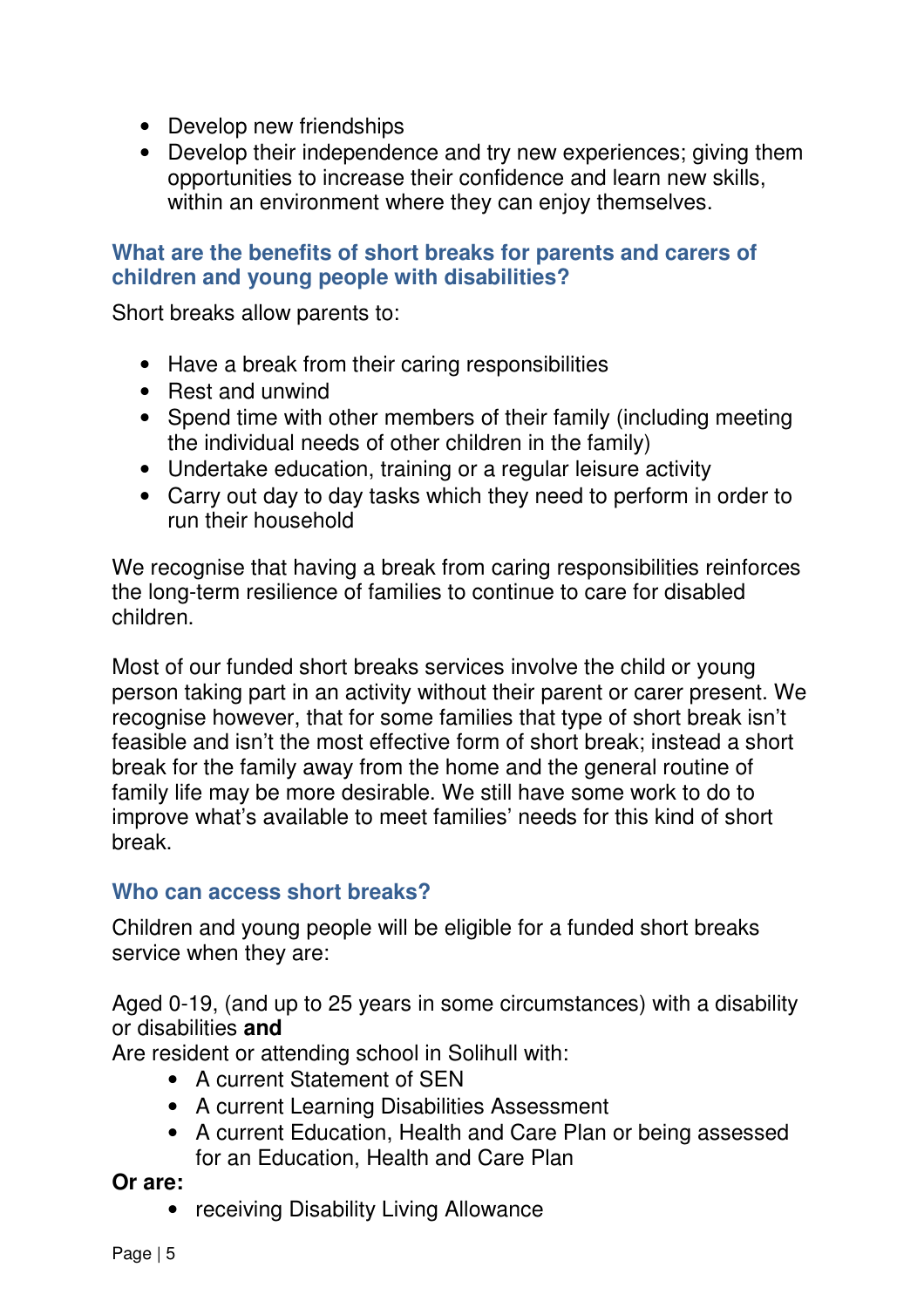- Develop new friendships
- Develop their independence and try new experiences; giving them opportunities to increase their confidence and learn new skills, within an environment where they can enjoy themselves.

### What are the benefits of short breaks for parents and carers of children and young people with disabilities?

Short breaks allow parents to:

- Have a break from their caring responsibilities
- Rest and unwind
- Spend time with other members of their family (including meeting the individual needs of other children in the family)
- Undertake education, training or a regular leisure activity
- Carry out day to day tasks which they need to perform in order to run their household

We recognise that having a break from caring responsibilities reinforces the long-term resilience of families to continue to care for disabled children.

Most of our funded short breaks services involve the child or young person taking part in an activity without their parent or carer present. We recognise however, that for some families that type of short break isn't feasible and isn't the most effective form of short break; instead a short break for the family away from the home and the general routine of family life may be more desirable. We still have some work to do to improve what's available to meet families' needs for this kind of short break.

### Who can access short breaks?

Children and young people will be eligible for a funded short breaks service when they are:

Aged 0-19, (and up to 25 years in some circumstances) with a disability or disabilities **and**
Are resident or attending school in Solihull with:

- A current Statement of SEN
- A current Learning Disabilities Assessment
- A current Education, Health and Care Plan or being assessed for an Education, Health and Care Plan

**Or are:**

- receiving Disability Living Allowance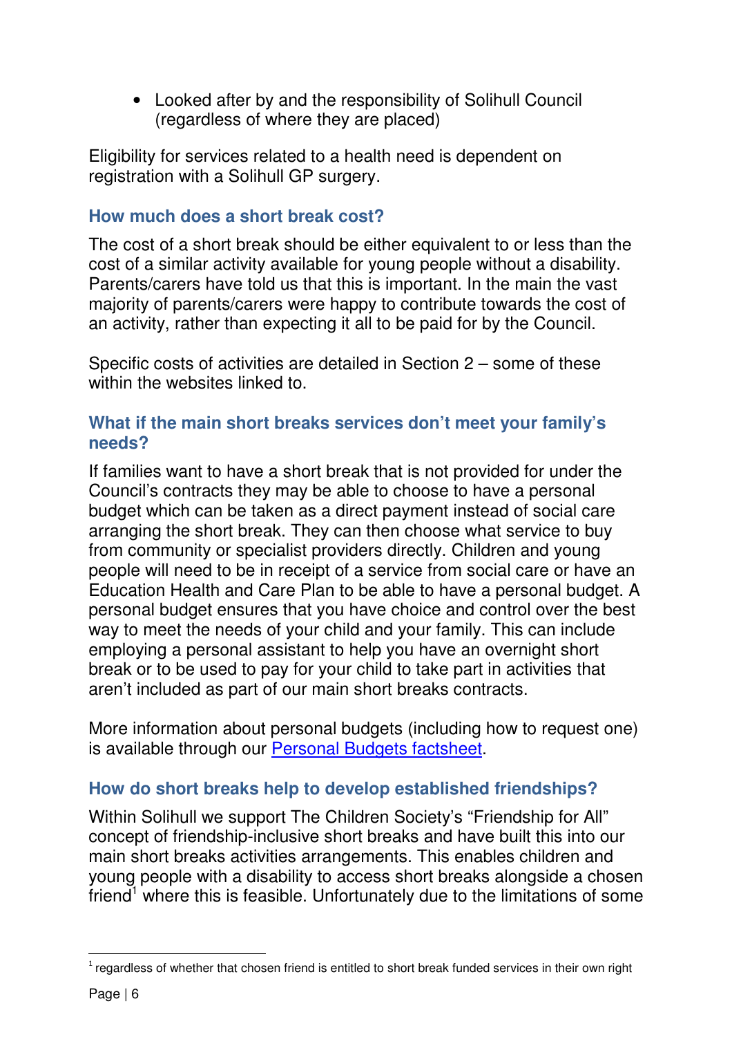- Looked after by and the responsibility of Solihull Council (regardless of where they are placed)

Eligibility for services related to a health need is dependent on registration with a Solihull GP surgery.

### How much does a short break cost?

The cost of a short break should be either equivalent to or less than the cost of a similar activity available for young people without a disability. Parents/carers have told us that this is important. In the main the vast majority of parents/carers were happy to contribute towards the cost of an activity, rather than expecting it all to be paid for by the Council.

Specific costs of activities are detailed in Section 2 – some of these within the websites linked to.

### What if the main short breaks services don't meet your family's needs?

If families want to have a short break that is not provided for under the Council's contracts they may be able to choose to have a personal budget which can be taken as a direct payment instead of social care arranging the short break. They can then choose what service to buy from community or specialist providers directly. Children and young people will need to be in receipt of a service from social care or have an Education Health and Care Plan to be able to have a personal budget. A personal budget ensures that you have choice and control over the best way to meet the needs of your child and your family. This can include employing a personal assistant to help you have an overnight short break or to be used to pay for your child to take part in activities that aren't included as part of our main short breaks contracts.

More information about personal budgets (including how to request one) is available through our Personal Budgets factsheet.

### How do short breaks help to develop established friendships?

Within Solihull we support The Children Society's "Friendship for All" concept of friendship-inclusive short breaks and have built this into our main short breaks activities arrangements. This enables children and young people with a disability to access short breaks alongside a chosen friend[1] where this is feasible. Unfortunately due to the limitations of some

[1] regardless of whether that chosen friend is entitled to short break funded services in their own right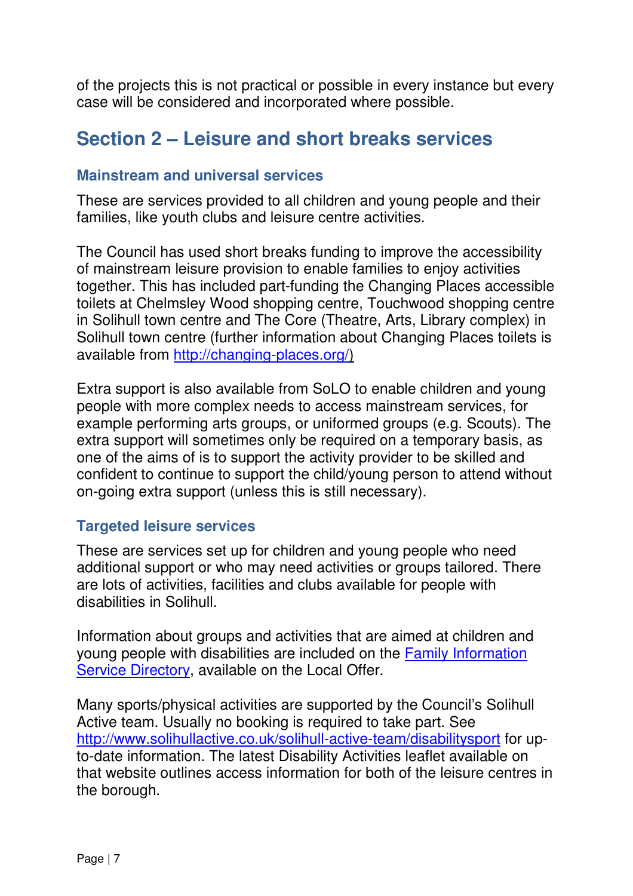of the projects this is not practical or possible in every instance but every case will be considered and incorporated where possible.

## Section 2 – Leisure and short breaks services

### Mainstream and universal services

These are services provided to all children and young people and their families, like youth clubs and leisure centre activities.

The Council has used short breaks funding to improve the accessibility of mainstream leisure provision to enable families to enjoy activities together. This has included part-funding the Changing Places accessible toilets at Chelmsley Wood shopping centre, Touchwood shopping centre in Solihull town centre and The Core (Theatre, Arts, Library complex) in Solihull town centre (further information about Changing Places toilets is available from [http://changing-places.org/](http://changing-places.org/))

Extra support is also available from SoLO to enable children and young people with more complex needs to access mainstream services, for example performing arts groups, or uniformed groups (e.g. Scouts). The extra support will sometimes only be required on a temporary basis, as one of the aims of is to support the activity provider to be skilled and confident to continue to support the child/young person to attend without on-going extra support (unless this is still necessary).

### Targeted leisure services

These are services set up for children and young people who need additional support or who may need activities or groups tailored. There are lots of activities, facilities and clubs available for people with disabilities in Solihull.

Information about groups and activities that are aimed at children and young people with disabilities are included on the Family Information Service Directory, available on the Local Offer.

Many sports/physical activities are supported by the Council's Solihull Active team. Usually no booking is required to take part. See [http://www.solihullactive.co.uk/solihull-active-team/disabilitysport](http://www.solihullactive.co.uk/solihull-active-team/disabilitysport) for up-to-date information. The latest Disability Activities leaflet available on that website outlines access information for both of the leisure centres in the borough.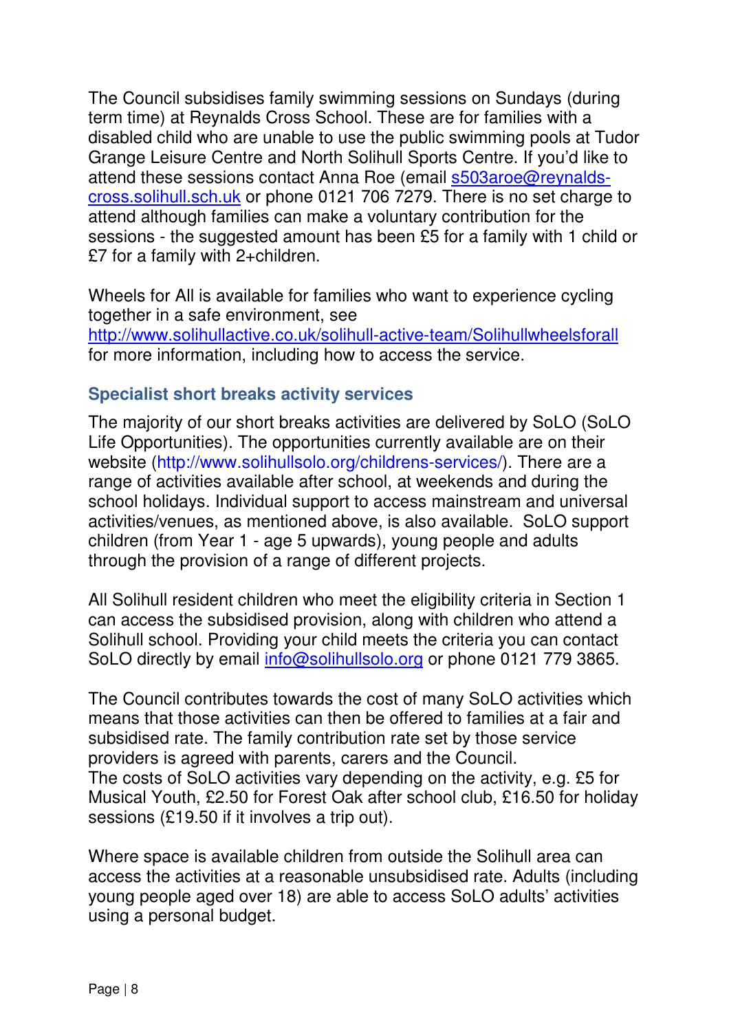The Council subsidises family swimming sessions on Sundays (during term time) at Reynalds Cross School. These are for families with a disabled child who are unable to use the public swimming pools at Tudor Grange Leisure Centre and North Solihull Sports Centre. If you'd like to attend these sessions contact Anna Roe (email s503aroe@reynalds-cross.solihull.sch.uk or phone 0121 706 7279. There is no set charge to attend although families can make a voluntary contribution for the sessions - the suggested amount has been £5 for a family with 1 child or £7 for a family with 2+children.

Wheels for All is available for families who want to experience cycling together in a safe environment, see http://www.solihullactive.co.uk/solihull-active-team/Solihullwheelsforall for more information, including how to access the service.

### Specialist short breaks activity services

The majority of our short breaks activities are delivered by SoLO (SoLO Life Opportunities). The opportunities currently available are on their website (http://www.solihullsolo.org/childrens-services/). There are a range of activities available after school, at weekends and during the school holidays. Individual support to access mainstream and universal activities/venues, as mentioned above, is also available. SoLO support children (from Year 1 - age 5 upwards), young people and adults through the provision of a range of different projects.

All Solihull resident children who meet the eligibility criteria in Section 1 can access the subsidised provision, along with children who attend a Solihull school. Providing your child meets the criteria you can contact SoLO directly by email info@solihullsolo.org or phone 0121 779 3865.

The Council contributes towards the cost of many SoLO activities which means that those activities can then be offered to families at a fair and subsidised rate. The family contribution rate set by those service providers is agreed with parents, carers and the Council.
The costs of SoLO activities vary depending on the activity, e.g. £5 for Musical Youth, £2.50 for Forest Oak after school club, £16.50 for holiday sessions (£19.50 if it involves a trip out).

Where space is available children from outside the Solihull area can access the activities at a reasonable unsubsidised rate. Adults (including young people aged over 18) are able to access SoLO adults' activities using a personal budget.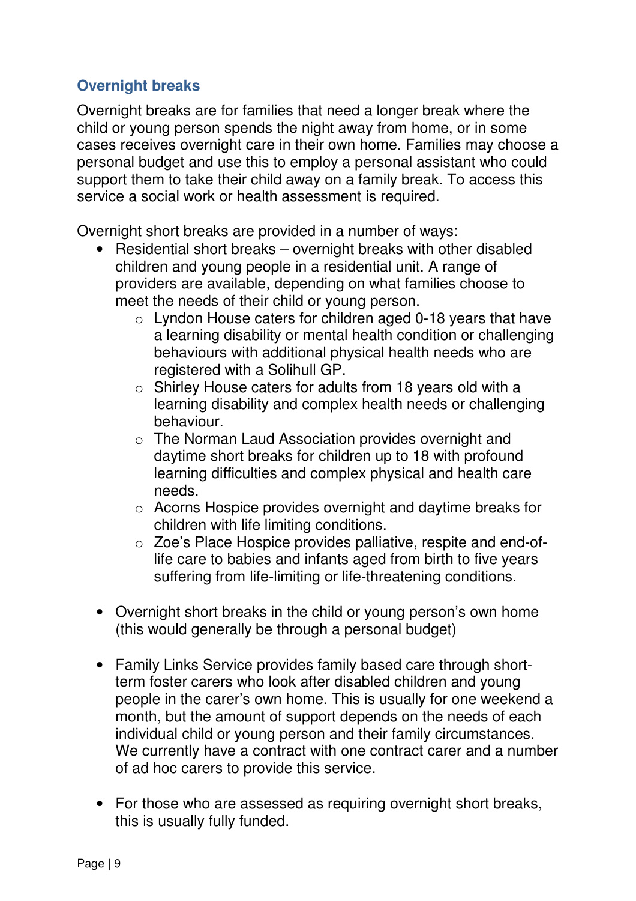## Overnight breaks

Overnight breaks are for families that need a longer break where the child or young person spends the night away from home, or in some cases receives overnight care in their own home. Families may choose a personal budget and use this to employ a personal assistant who could support them to take their child away on a family break. To access this service a social work or health assessment is required.

Overnight short breaks are provided in a number of ways:

- Residential short breaks – overnight breaks with other disabled children and young people in a residential unit. A range of providers are available, depending on what families choose to meet the needs of their child or young person.
  - Lyndon House caters for children aged 0-18 years that have a learning disability or mental health condition or challenging behaviours with additional physical health needs who are registered with a Solihull GP.
  - Shirley House caters for adults from 18 years old with a learning disability and complex health needs or challenging behaviour.
  - The Norman Laud Association provides overnight and daytime short breaks for children up to 18 with profound learning difficulties and complex physical and health care needs.
  - Acorns Hospice provides overnight and daytime breaks for children with life limiting conditions.
  - Zoe's Place Hospice provides palliative, respite and end-of-life care to babies and infants aged from birth to five years suffering from life-limiting or life-threatening conditions.

- Overnight short breaks in the child or young person's own home (this would generally be through a personal budget)

- Family Links Service provides family based care through short-term foster carers who look after disabled children and young people in the carer's own home. This is usually for one weekend a month, but the amount of support depends on the needs of each individual child or young person and their family circumstances. We currently have a contract with one contract carer and a number of ad hoc carers to provide this service.

- For those who are assessed as requiring overnight short breaks, this is usually fully funded.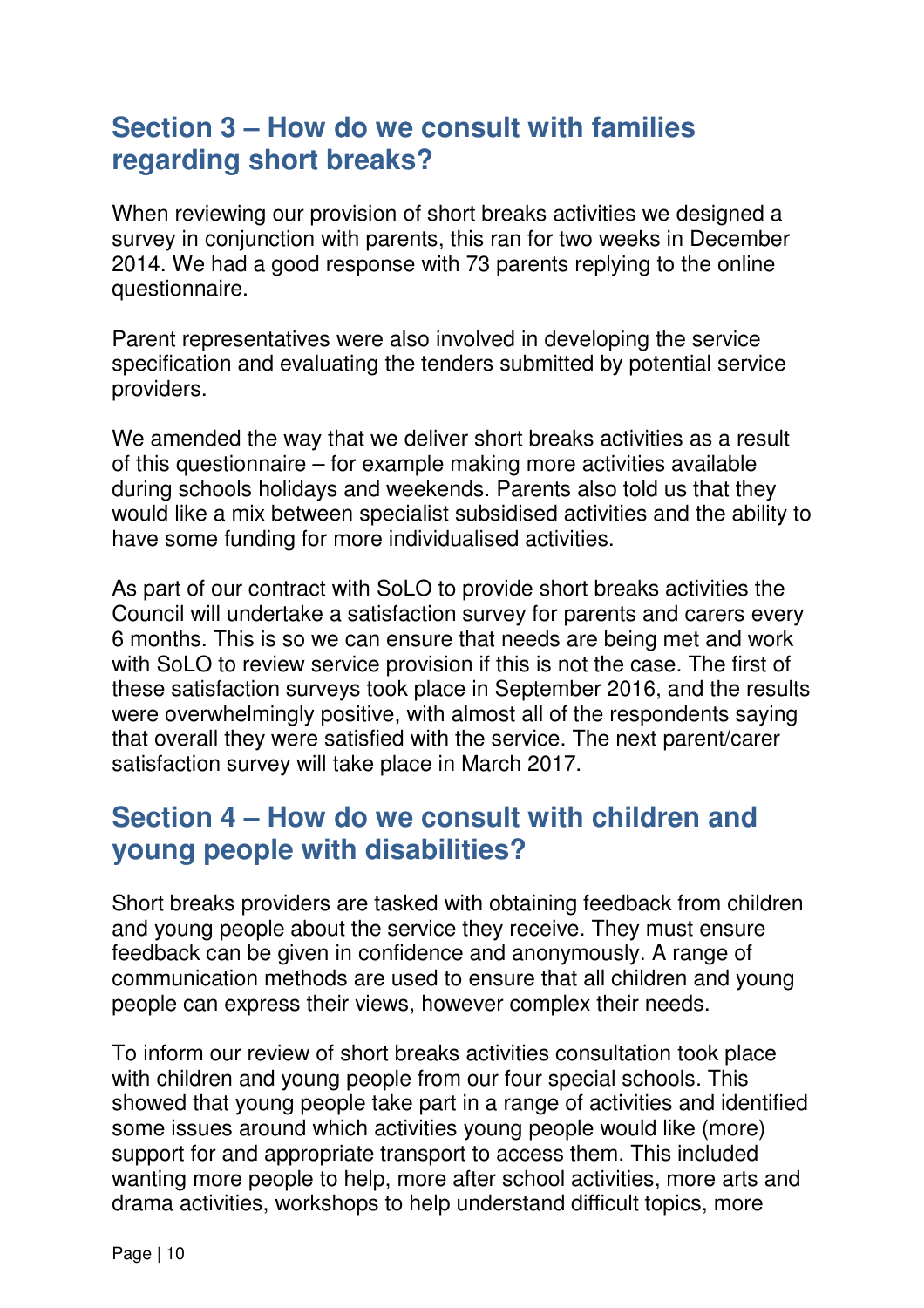## Section 3 – How do we consult with families regarding short breaks?

When reviewing our provision of short breaks activities we designed a survey in conjunction with parents, this ran for two weeks in December 2014. We had a good response with 73 parents replying to the online questionnaire.

Parent representatives were also involved in developing the service specification and evaluating the tenders submitted by potential service providers.

We amended the way that we deliver short breaks activities as a result of this questionnaire – for example making more activities available during schools holidays and weekends. Parents also told us that they would like a mix between specialist subsidised activities and the ability to have some funding for more individualised activities.

As part of our contract with SoLO to provide short breaks activities the Council will undertake a satisfaction survey for parents and carers every 6 months. This is so we can ensure that needs are being met and work with SoLO to review service provision if this is not the case. The first of these satisfaction surveys took place in September 2016, and the results were overwhelmingly positive, with almost all of the respondents saying that overall they were satisfied with the service. The next parent/carer satisfaction survey will take place in March 2017.

## Section 4 – How do we consult with children and young people with disabilities?

Short breaks providers are tasked with obtaining feedback from children and young people about the service they receive. They must ensure feedback can be given in confidence and anonymously. A range of communication methods are used to ensure that all children and young people can express their views, however complex their needs.

To inform our review of short breaks activities consultation took place with children and young people from our four special schools. This showed that young people take part in a range of activities and identified some issues around which activities young people would like (more) support for and appropriate transport to access them. This included wanting more people to help, more after school activities, more arts and drama activities, workshops to help understand difficult topics, more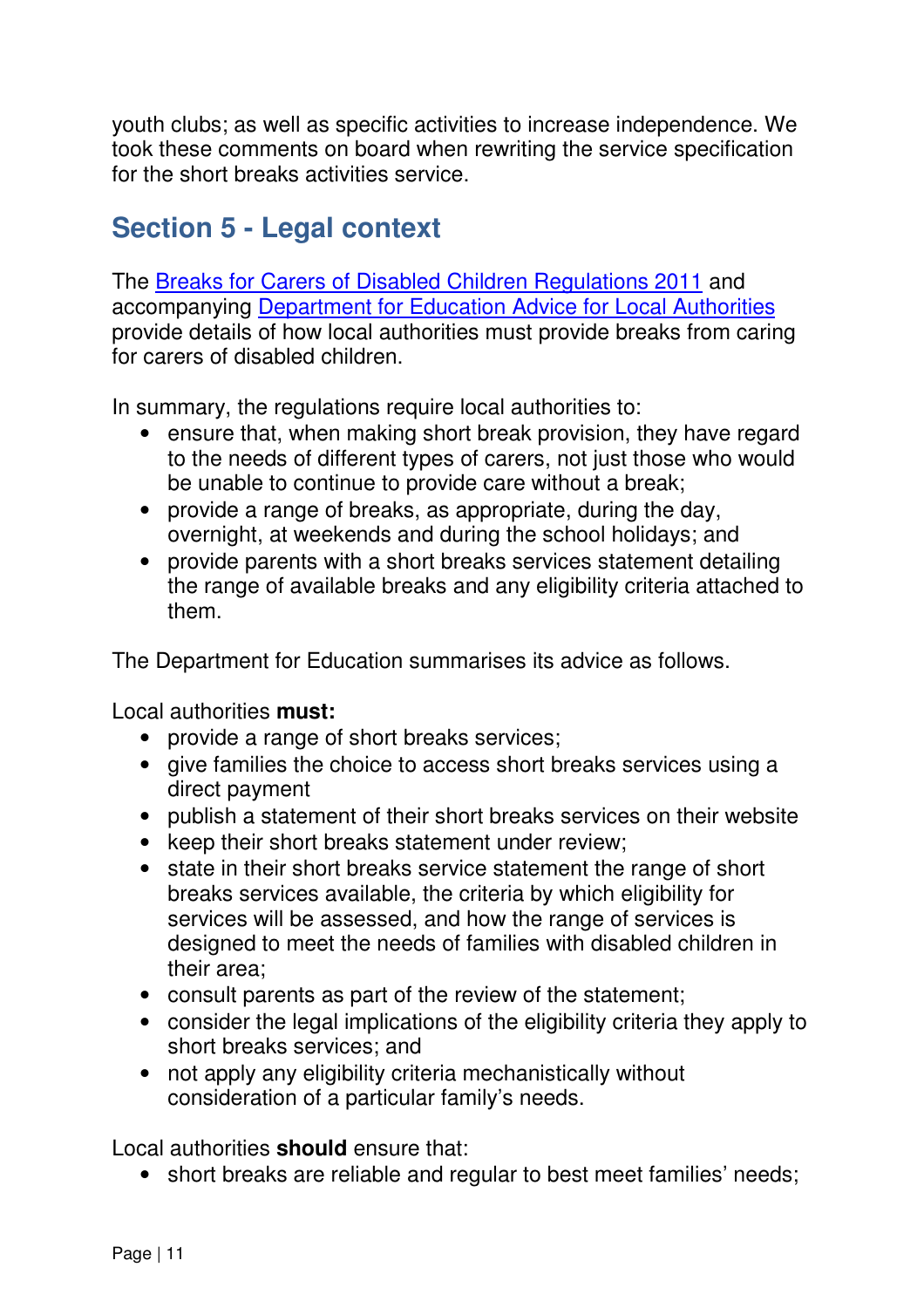youth clubs; as well as specific activities to increase independence. We took these comments on board when rewriting the service specification for the short breaks activities service.

## Section 5 - Legal context

The Breaks for Carers of Disabled Children Regulations 2011 and accompanying Department for Education Advice for Local Authorities provide details of how local authorities must provide breaks from caring for carers of disabled children.

In summary, the regulations require local authorities to:

- ensure that, when making short break provision, they have regard to the needs of different types of carers, not just those who would be unable to continue to provide care without a break;
- provide a range of breaks, as appropriate, during the day, overnight, at weekends and during the school holidays; and
- provide parents with a short breaks services statement detailing the range of available breaks and any eligibility criteria attached to them.

The Department for Education summarises its advice as follows.

Local authorities **must:**

- provide a range of short breaks services;
- give families the choice to access short breaks services using a direct payment
- publish a statement of their short breaks services on their website
- keep their short breaks statement under review;
- state in their short breaks service statement the range of short breaks services available, the criteria by which eligibility for services will be assessed, and how the range of services is designed to meet the needs of families with disabled children in their area;
- consult parents as part of the review of the statement;
- consider the legal implications of the eligibility criteria they apply to short breaks services; and
- not apply any eligibility criteria mechanistically without consideration of a particular family's needs.

Local authorities **should** ensure that:

- short breaks are reliable and regular to best meet families' needs;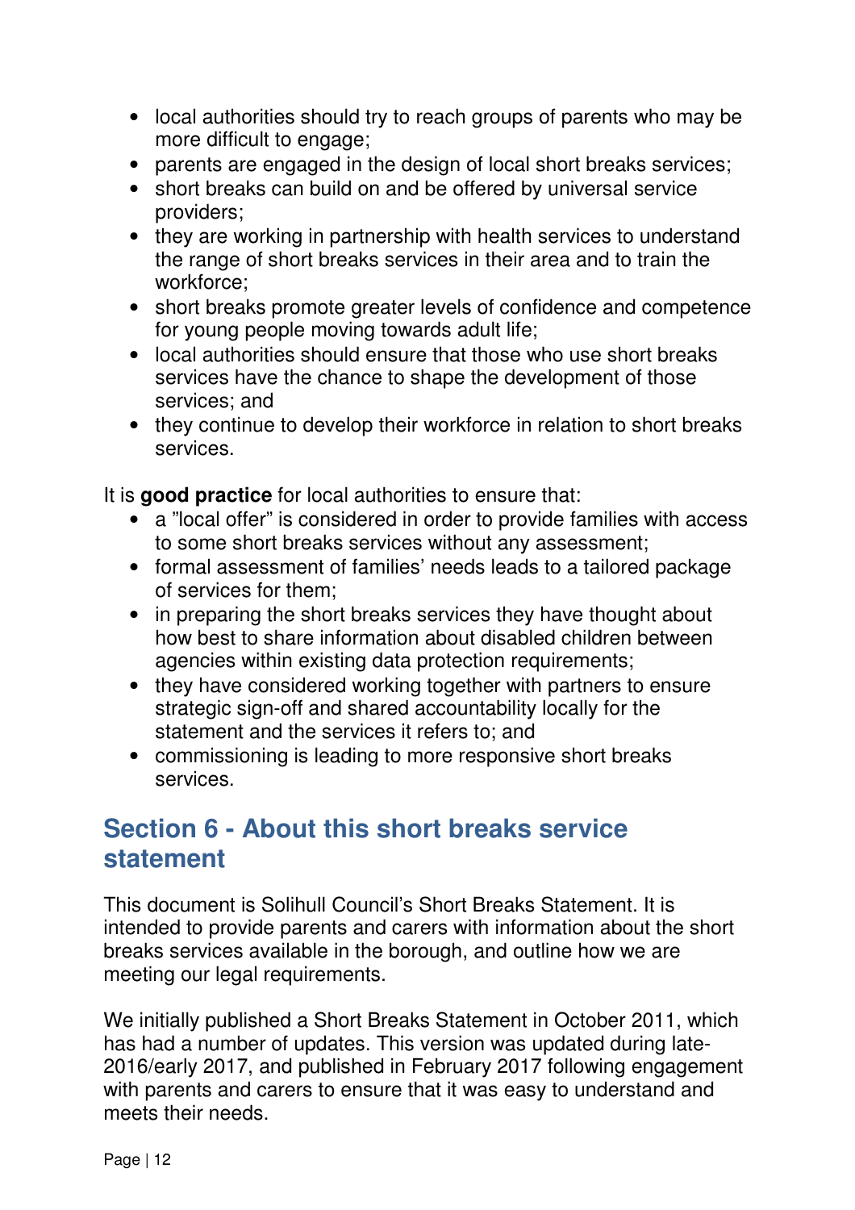- local authorities should try to reach groups of parents who may be more difficult to engage;
- parents are engaged in the design of local short breaks services;
- short breaks can build on and be offered by universal service providers;
- they are working in partnership with health services to understand the range of short breaks services in their area and to train the workforce;
- short breaks promote greater levels of confidence and competence for young people moving towards adult life;
- local authorities should ensure that those who use short breaks services have the chance to shape the development of those services; and
- they continue to develop their workforce in relation to short breaks services.

It is **good practice** for local authorities to ensure that:

- a "local offer" is considered in order to provide families with access to some short breaks services without any assessment;
- formal assessment of families' needs leads to a tailored package of services for them;
- in preparing the short breaks services they have thought about how best to share information about disabled children between agencies within existing data protection requirements;
- they have considered working together with partners to ensure strategic sign-off and shared accountability locally for the statement and the services it refers to; and
- commissioning is leading to more responsive short breaks services.

## Section 6 - About this short breaks service statement

This document is Solihull Council's Short Breaks Statement. It is intended to provide parents and carers with information about the short breaks services available in the borough, and outline how we are meeting our legal requirements.

We initially published a Short Breaks Statement in October 2011, which has had a number of updates. This version was updated during late-2016/early 2017, and published in February 2017 following engagement with parents and carers to ensure that it was easy to understand and meets their needs.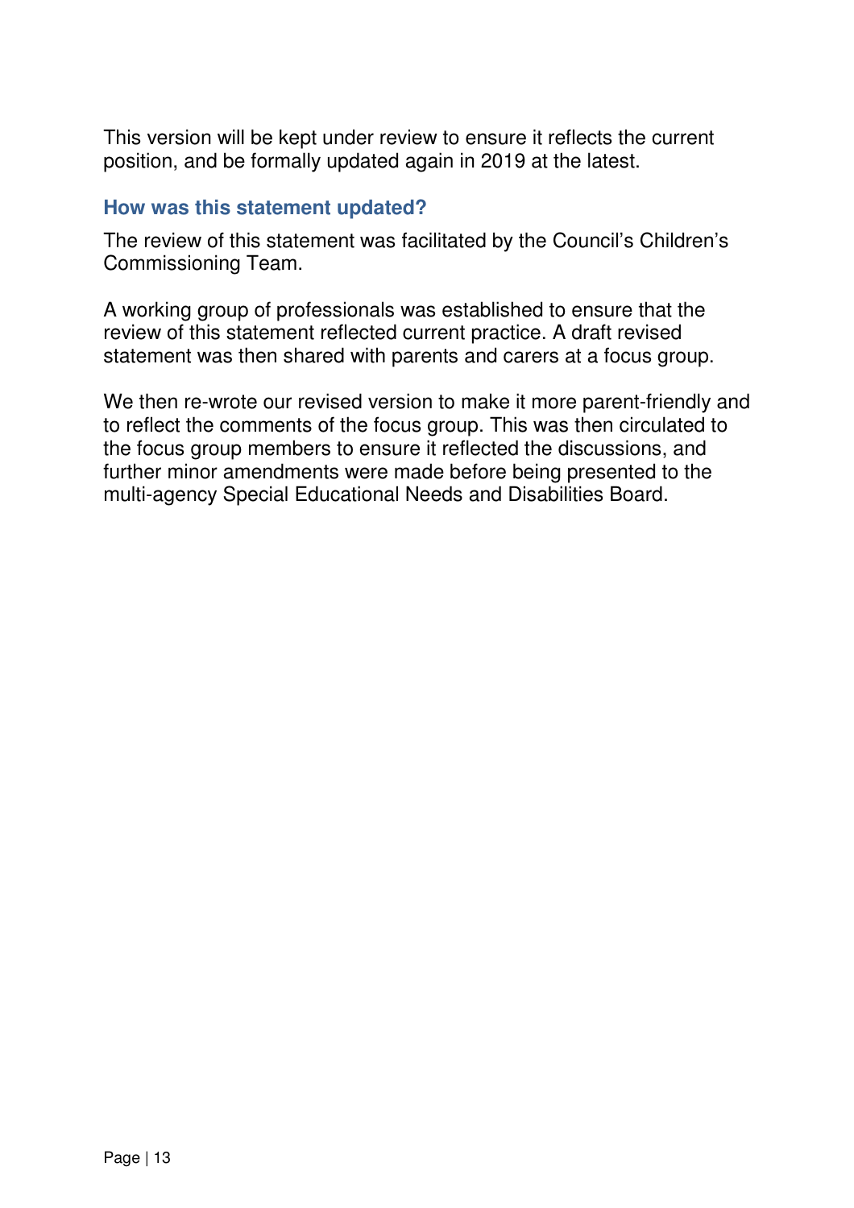This version will be kept under review to ensure it reflects the current position, and be formally updated again in 2019 at the latest.

### How was this statement updated?

The review of this statement was facilitated by the Council's Children's Commissioning Team.

A working group of professionals was established to ensure that the review of this statement reflected current practice. A draft revised statement was then shared with parents and carers at a focus group.

We then re-wrote our revised version to make it more parent-friendly and to reflect the comments of the focus group. This was then circulated to the focus group members to ensure it reflected the discussions, and further minor amendments were made before being presented to the multi-agency Special Educational Needs and Disabilities Board.